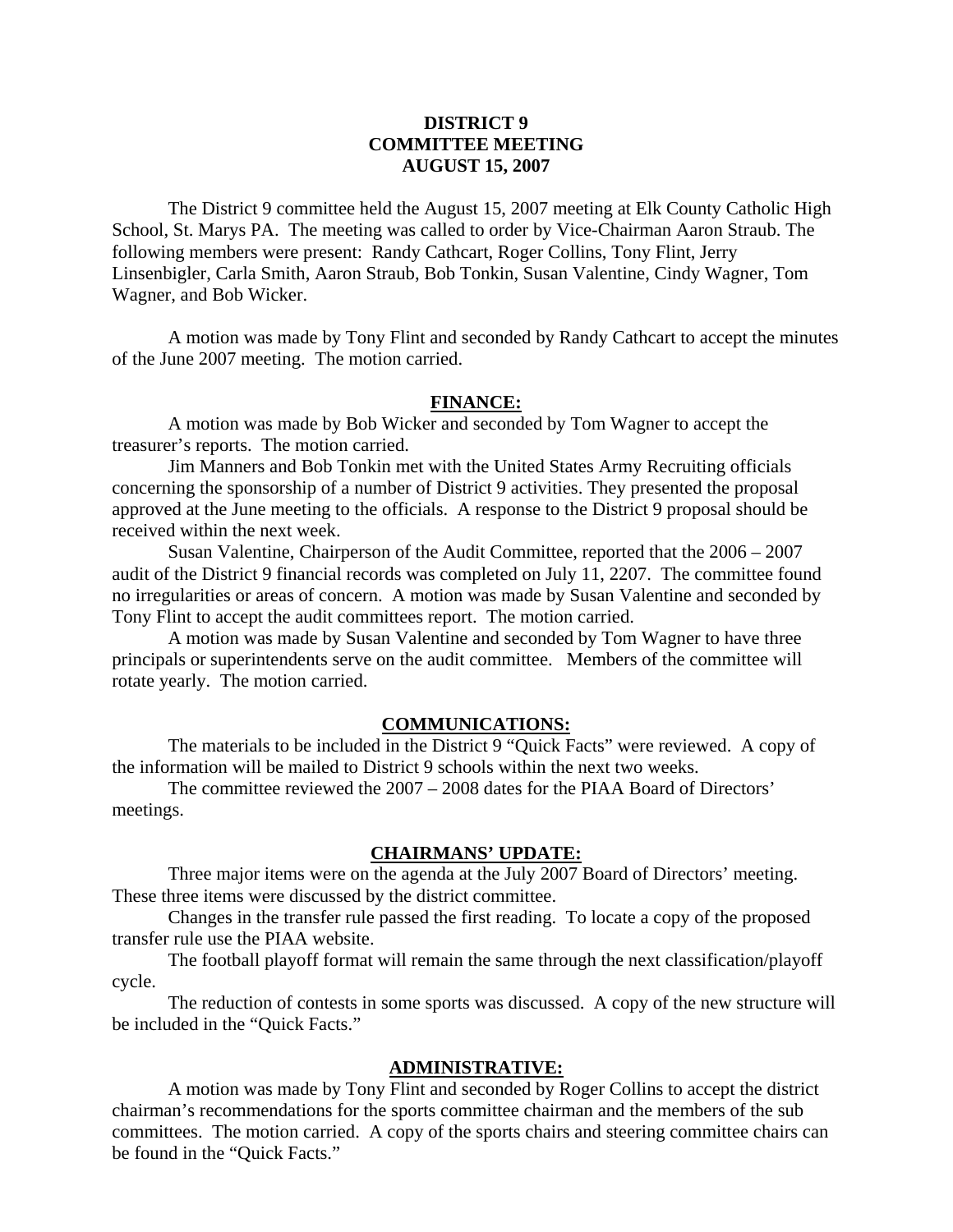# DISTRICT 9
# COMMITTEE MEETING
# AUGUST 15, 2007

The District 9 committee held the August 15, 2007 meeting at Elk County Catholic High School, St. Marys PA. The meeting was called to order by Vice-Chairman Aaron Straub. The following members were present: Randy Cathcart, Roger Collins, Tony Flint, Jerry Linsenbigler, Carla Smith, Aaron Straub, Bob Tonkin, Susan Valentine, Cindy Wagner, Tom Wagner, and Bob Wicker.

A motion was made by Tony Flint and seconded by Randy Cathcart to accept the minutes of the June 2007 meeting. The motion carried.

## FINANCE:

A motion was made by Bob Wicker and seconded by Tom Wagner to accept the treasurer's reports. The motion carried.

Jim Manners and Bob Tonkin met with the United States Army Recruiting officials concerning the sponsorship of a number of District 9 activities. They presented the proposal approved at the June meeting to the officials. A response to the District 9 proposal should be received within the next week.

Susan Valentine, Chairperson of the Audit Committee, reported that the 2006 – 2007 audit of the District 9 financial records was completed on July 11, 2207. The committee found no irregularities or areas of concern. A motion was made by Susan Valentine and seconded by Tony Flint to accept the audit committees report. The motion carried.

A motion was made by Susan Valentine and seconded by Tom Wagner to have three principals or superintendents serve on the audit committee. Members of the committee will rotate yearly. The motion carried.

## COMMUNICATIONS:

The materials to be included in the District 9 "Quick Facts" were reviewed. A copy of the information will be mailed to District 9 schools within the next two weeks.

The committee reviewed the 2007 – 2008 dates for the PIAA Board of Directors' meetings.

## CHAIRMANS' UPDATE:

Three major items were on the agenda at the July 2007 Board of Directors' meeting. These three items were discussed by the district committee.

Changes in the transfer rule passed the first reading. To locate a copy of the proposed transfer rule use the PIAA website.

The football playoff format will remain the same through the next classification/playoff cycle.

The reduction of contests in some sports was discussed. A copy of the new structure will be included in the "Quick Facts."

## ADMINISTRATIVE:

A motion was made by Tony Flint and seconded by Roger Collins to accept the district chairman's recommendations for the sports committee chairman and the members of the sub committees. The motion carried. A copy of the sports chairs and steering committee chairs can be found in the "Quick Facts."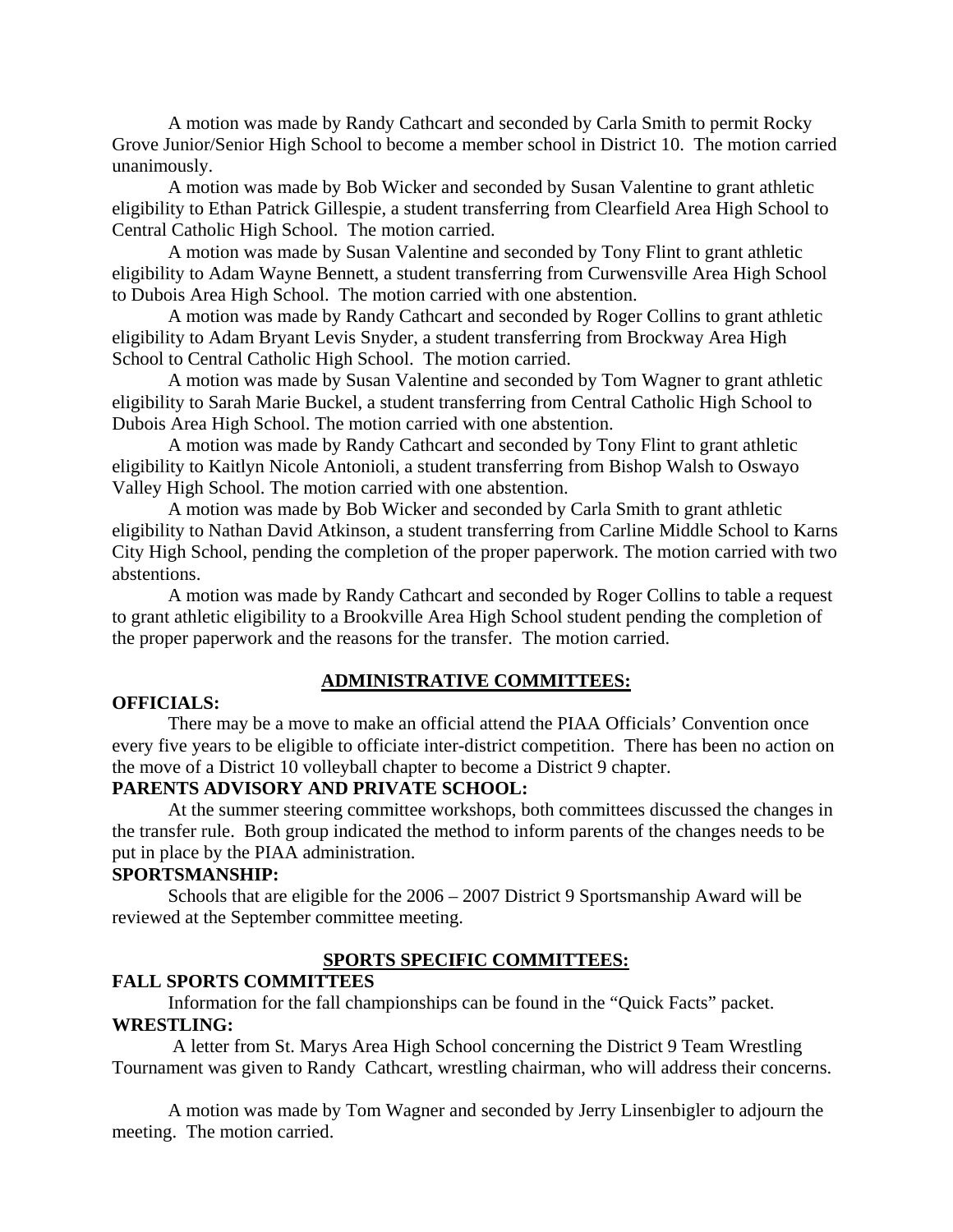A motion was made by Randy Cathcart and seconded by Carla Smith to permit Rocky Grove Junior/Senior High School to become a member school in District 10. The motion carried unanimously.

A motion was made by Bob Wicker and seconded by Susan Valentine to grant athletic eligibility to Ethan Patrick Gillespie, a student transferring from Clearfield Area High School to Central Catholic High School. The motion carried.

A motion was made by Susan Valentine and seconded by Tony Flint to grant athletic eligibility to Adam Wayne Bennett, a student transferring from Curwensville Area High School to Dubois Area High School. The motion carried with one abstention.

A motion was made by Randy Cathcart and seconded by Roger Collins to grant athletic eligibility to Adam Bryant Levis Snyder, a student transferring from Brockway Area High School to Central Catholic High School. The motion carried.

A motion was made by Susan Valentine and seconded by Tom Wagner to grant athletic eligibility to Sarah Marie Buckel, a student transferring from Central Catholic High School to Dubois Area High School. The motion carried with one abstention.

A motion was made by Randy Cathcart and seconded by Tony Flint to grant athletic eligibility to Kaitlyn Nicole Antonioli, a student transferring from Bishop Walsh to Oswayo Valley High School. The motion carried with one abstention.

A motion was made by Bob Wicker and seconded by Carla Smith to grant athletic eligibility to Nathan David Atkinson, a student transferring from Carline Middle School to Karns City High School, pending the completion of the proper paperwork. The motion carried with two abstentions.

A motion was made by Randy Cathcart and seconded by Roger Collins to table a request to grant athletic eligibility to a Brookville Area High School student pending the completion of the proper paperwork and the reasons for the transfer. The motion carried.

## ADMINISTRATIVE COMMITTEES:

**OFFICIALS:**

There may be a move to make an official attend the PIAA Officials' Convention once every five years to be eligible to officiate inter-district competition. There has been no action on the move of a District 10 volleyball chapter to become a District 9 chapter.

**PARENTS ADVISORY AND PRIVATE SCHOOL:**

At the summer steering committee workshops, both committees discussed the changes in the transfer rule. Both group indicated the method to inform parents of the changes needs to be put in place by the PIAA administration.

**SPORTSMANSHIP:**

Schools that are eligible for the 2006 – 2007 District 9 Sportsmanship Award will be reviewed at the September committee meeting.

## SPORTS SPECIFIC COMMITTEES:

**FALL SPORTS COMMITTEES**

Information for the fall championships can be found in the "Quick Facts" packet.

**WRESTLING:**

A letter from St. Marys Area High School concerning the District 9 Team Wrestling Tournament was given to Randy Cathcart, wrestling chairman, who will address their concerns.

A motion was made by Tom Wagner and seconded by Jerry Linsenbigler to adjourn the meeting. The motion carried.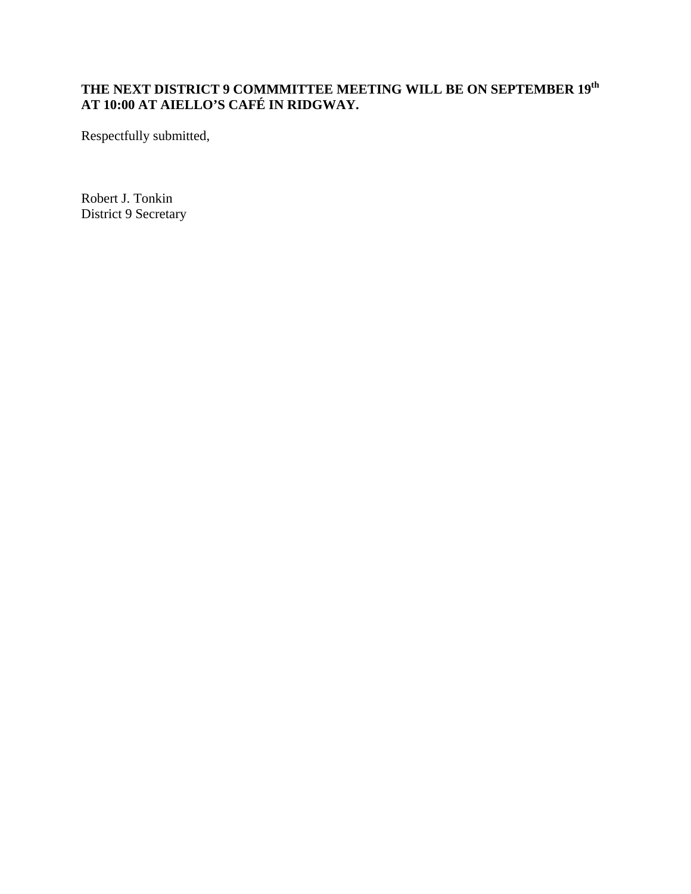**THE NEXT DISTRICT 9 COMMMITTEE MEETING WILL BE ON SEPTEMBER 19th AT 10:00 AT AIELLO'S CAFÉ IN RIDGWAY.**

Respectfully submitted,

Robert J. Tonkin
District 9 Secretary